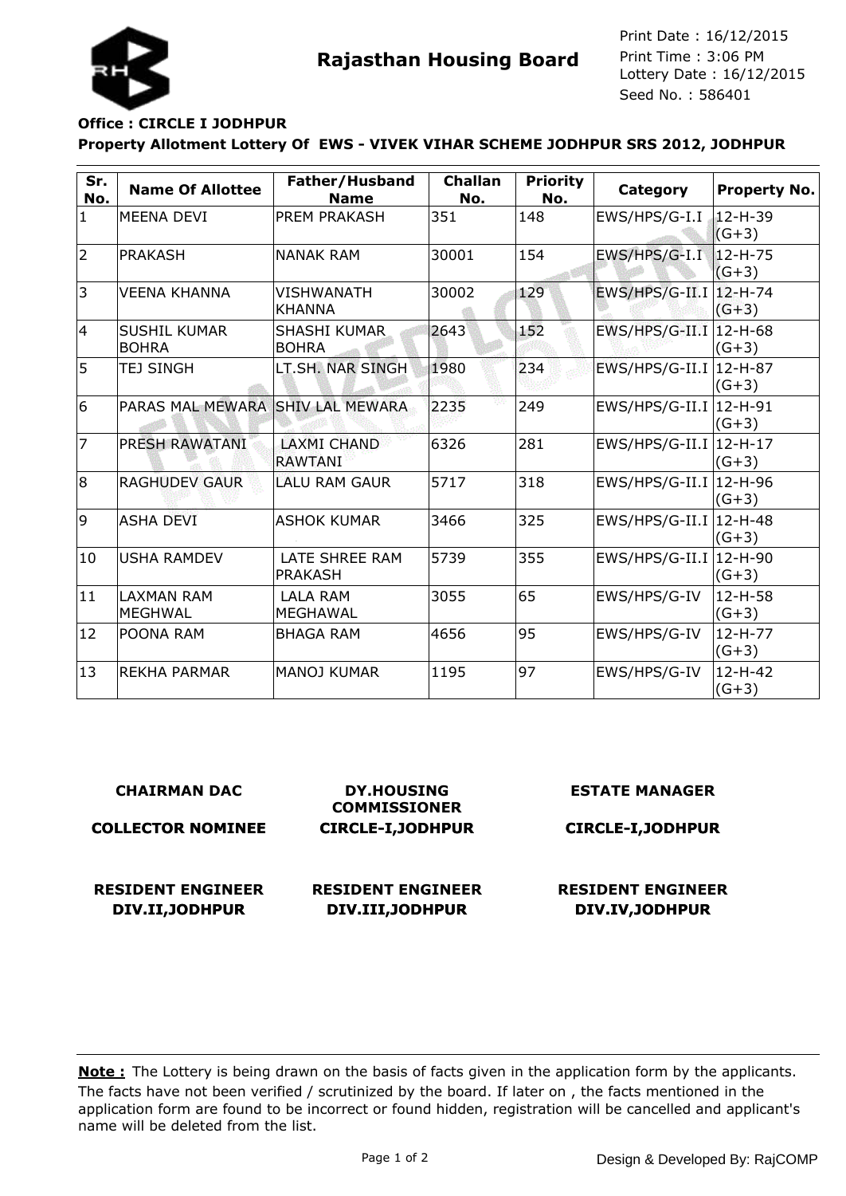# Rajasthan Housing Board

Print Date : 16/12/2015
Print Time : 3:06 PM
Lottery Date : 16/12/2015
Seed No. : 586401

**Office : CIRCLE I JODHPUR**

**Property Allotment Lottery Of EWS - VIVEK VIHAR SCHEME JODHPUR SRS 2012, JODHPUR**

| Sr. No. | Name Of Allottee | Father/Husband Name | Challan No. | Priority No. | Category | Property No. |
|---|---|---|---|---|---|---|
| 1 | MEENA DEVI | PREM PRAKASH | 351 | 148 | EWS/HPS/G-I.I | 12-H-39 (G+3) |
| 2 | PRAKASH | NANAK RAM | 30001 | 154 | EWS/HPS/G-I.I | 12-H-75 (G+3) |
| 3 | VEENA KHANNA | VISHWANATH KHANNA | 30002 | 129 | EWS/HPS/G-II.I | 12-H-74 (G+3) |
| 4 | SUSHIL KUMAR BOHRA | SHASHI KUMAR BOHRA | 2643 | 152 | EWS/HPS/G-II.I | 12-H-68 (G+3) |
| 5 | TEJ SINGH | LT.SH. NAR SINGH | 1980 | 234 | EWS/HPS/G-II.I | 12-H-87 (G+3) |
| 6 | PARAS MAL MEWARA | SHIV LAL MEWARA | 2235 | 249 | EWS/HPS/G-II.I | 12-H-91 (G+3) |
| 7 | PRESH RAWATANI | LAXMI CHAND RAWTANI | 6326 | 281 | EWS/HPS/G-II.I | 12-H-17 (G+3) |
| 8 | RAGHUDEV GAUR | LALU RAM GAUR | 5717 | 318 | EWS/HPS/G-II.I | 12-H-96 (G+3) |
| 9 | ASHA DEVI | ASHOK KUMAR | 3466 | 325 | EWS/HPS/G-II.I | 12-H-48 (G+3) |
| 10 | USHA RAMDEV | LATE SHREE RAM PRAKASH | 5739 | 355 | EWS/HPS/G-II.I | 12-H-90 (G+3) |
| 11 | LAXMAN RAM MEGHWAL | LALA RAM MEGHAWAL | 3055 | 65 | EWS/HPS/G-IV | 12-H-58 (G+3) |
| 12 | POONA RAM | BHAGA RAM | 4656 | 95 | EWS/HPS/G-IV | 12-H-77 (G+3) |
| 13 | REKHA PARMAR | MANOJ KUMAR | 1195 | 97 | EWS/HPS/G-IV | 12-H-42 (G+3) |

**CHAIRMAN DAC**

**COLLECTOR NOMINEE**

**DY.HOUSING COMMISSIONER CIRCLE-I,JODHPUR**

**ESTATE MANAGER CIRCLE-I,JODHPUR**

**RESIDENT ENGINEER DIV.II,JODHPUR**

**RESIDENT ENGINEER DIV.III,JODHPUR**

**RESIDENT ENGINEER DIV.IV,JODHPUR**

**Note :** The Lottery is being drawn on the basis of facts given in the application form by the applicants. The facts have not been verified / scrutinized by the board. If later on , the facts mentioned in the application form are found to be incorrect or found hidden, registration will be cancelled and applicant's name will be deleted from the list.

Design & Developed By: RajCOMP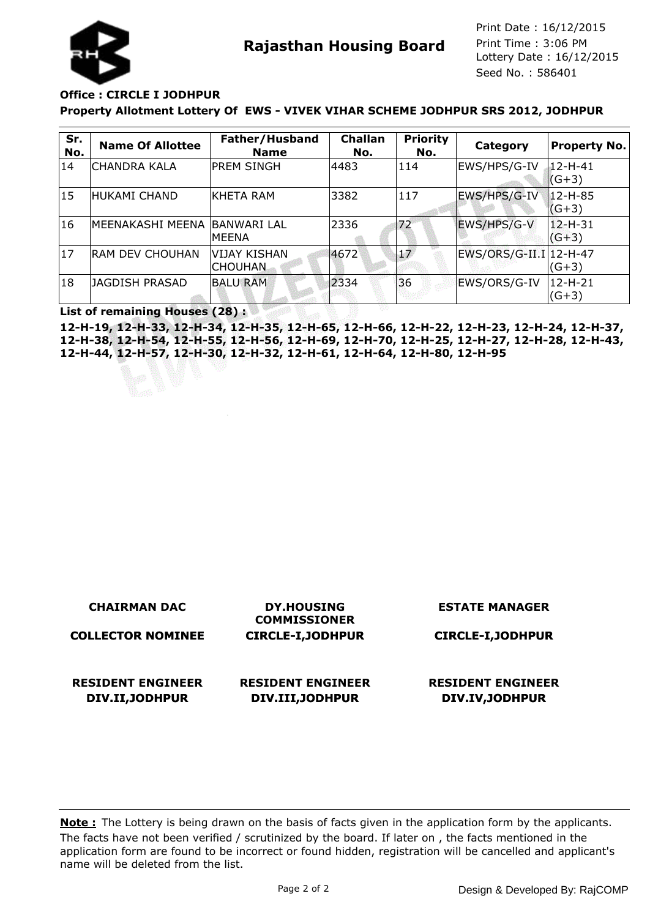**Rajasthan Housing Board**

Print Date : 16/12/2015
Print Time : 3:06 PM
Lottery Date : 16/12/2015
Seed No. : 586401

**Office : CIRCLE I JODHPUR**

**Property Allotment Lottery Of EWS - VIVEK VIHAR SCHEME JODHPUR SRS 2012, JODHPUR**

| Sr. No. | Name Of Allottee | Father/Husband Name | Challan No. | Priority No. | Category | Property No. |
|---|---|---|---|---|---|---|
| 14 | CHANDRA KALA | PREM SINGH | 4483 | 114 | EWS/HPS/G-IV | 12-H-41 (G+3) |
| 15 | HUKAMI CHAND | KHETA RAM | 3382 | 117 | EWS/HPS/G-IV | 12-H-85 (G+3) |
| 16 | MEENAKASHI MEENA | BANWARI LAL MEENA | 2336 | 72 | EWS/HPS/G-V | 12-H-31 (G+3) |
| 17 | RAM DEV CHOUHAN | VIJAY KISHAN CHOUHAN | 4672 | 17 | EWS/ORS/G-II.I | 12-H-47 (G+3) |
| 18 | JAGDISH PRASAD | BALU RAM | 2334 | 36 | EWS/ORS/G-IV | 12-H-21 (G+3) |

**List of remaining Houses (28) :**

**12-H-19, 12-H-33, 12-H-34, 12-H-35, 12-H-65, 12-H-66, 12-H-22, 12-H-23, 12-H-24, 12-H-37, 12-H-38, 12-H-54, 12-H-55, 12-H-56, 12-H-69, 12-H-70, 12-H-25, 12-H-27, 12-H-28, 12-H-43, 12-H-44, 12-H-57, 12-H-30, 12-H-32, 12-H-61, 12-H-64, 12-H-80, 12-H-95**

| | | |
|---|---|---|
| **CHAIRMAN DAC** | **DY.HOUSING COMMISSIONER** | **ESTATE MANAGER** |
| **COLLECTOR NOMINEE** | **CIRCLE-I,JODHPUR** | **CIRCLE-I,JODHPUR** |
| **RESIDENT ENGINEER DIV.II,JODHPUR** | **RESIDENT ENGINEER DIV.III,JODHPUR** | **RESIDENT ENGINEER DIV.IV,JODHPUR** |

**Note :** The Lottery is being drawn on the basis of facts given in the application form by the applicants. The facts have not been verified / scrutinized by the board. If later on , the facts mentioned in the application form are found to be incorrect or found hidden, registration will be cancelled and applicant's name will be deleted from the list.

Design & Developed By: RajCOMP